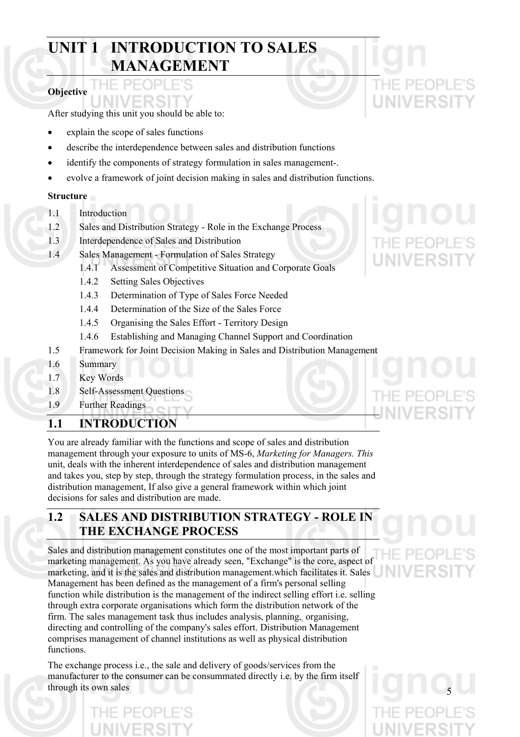# UNIT 1 INTRODUCTION TO SALES MANAGEMENT

**Objective**

After studying this unit you should be able to:

- explain the scope of sales functions
- describe the interdependence between sales and distribution functions
- identify the components of strategy formulation in sales management-.
- evolve a framework of joint decision making in sales and distribution functions.

**Structure**

1.1 Introduction

1.2 Sales and Distribution Strategy - Role in the Exchange Process

1.3 Interdependence of Sales and Distribution

1.4 Sales Management - Formulation of Sales Strategy

- 1.4.1 Assessment of Competitive Situation and Corporate Goals
- 1.4.2 Setting Sales Objectives
- 1.4.3 Determination of Type of Sales Force Needed
- 1.4.4 Determination of the Size of the Sales Force
- 1.4.5 Organising the Sales Effort - Territory Design
- 1.4.6 Establishing and Managing Channel Support and Coordination

1.5 Framework for Joint Decision Making in Sales and Distribution Management

1.6 Summary

1.7 Key Words

1.8 Self-Assessment Questions

1.9 Further Readings

## 1.1 INTRODUCTION

You are already familiar with the functions and scope of sales and distribution management through your exposure to units of MS-6, *Marketing for Managers. This* unit, deals with the inherent interdependence of sales and distribution management and takes you, step by step, through the strategy formulation process, in the sales and distribution management, If also give a general framework within which joint decisions for sales and distribution are made.

## 1.2 SALES AND DISTRIBUTION STRATEGY - ROLE IN THE EXCHANGE PROCESS

Sales and distribution management constitutes one of the most important parts of marketing management. As you have already seen, "Exchange" is the core, aspect of marketing, and it is the sales and distribution management.which facilitates it. Sales Management has been defined as the management of a firm's personal selling function while distribution is the management of the indirect selling effort i.e. selling through extra corporate organisations which form the distribution network of the firm. The sales management task thus includes analysis, planning,, organising, directing and controlling of the company's sales effort. Distribution Management comprises management of channel institutions as well as physical distribution functions.

The exchange process i.e., the sale and delivery of goods/services from the manufacturer to the consumer can be consummated directly i.e. by the firm itself through its own sales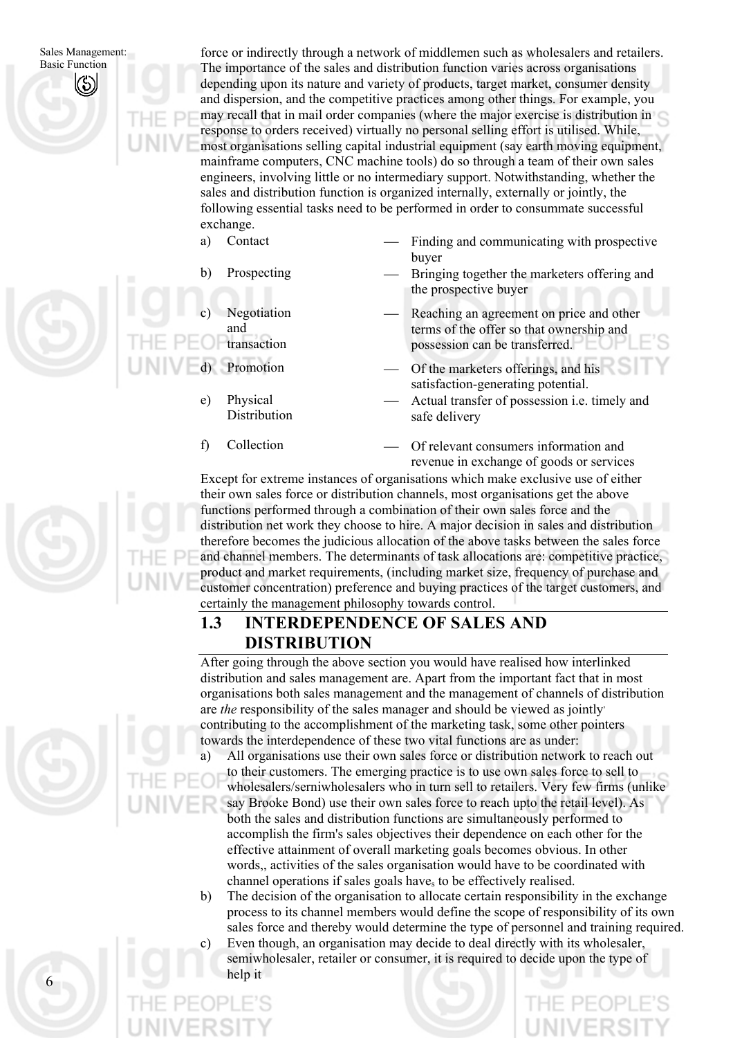force or indirectly through a network of middlemen such as wholesalers and retailers. The importance of the sales and distribution function varies across organisations depending upon its nature and variety of products, target market, consumer density and dispersion, and the competitive practices among other things. For example, you may recall that in mail order companies (where the major exercise is distribution in response to orders received) virtually no personal selling effort is utilised. While, most organisations selling capital industrial equipment (say earth moving equipment, mainframe computers, CNC machine tools) do so through a team of their own sales engineers, involving little or no intermediary support. Notwithstanding, whether the sales and distribution function is organized internally, externally or jointly, the following essential tasks need to be performed in order to consummate successful exchange.

a) Contact — Finding and communicating with prospective buyer

b) Prospecting — Bringing together the marketers offering and the prospective buyer

c) Negotiation and transaction — Reaching an agreement on price and other terms of the offer so that ownership and possession can be transferred.

d) Promotion — Of the marketers offerings, and his satisfaction-generating potential.

e) Physical Distribution — Actual transfer of possession i.e. timely and safe delivery

f) Collection — Of relevant consumers information and revenue in exchange of goods or services

Except for extreme instances of organisations which make exclusive use of either their own sales force or distribution channels, most organisations get the above functions performed through a combination of their own sales force and the distribution net work they choose to hire. A major decision in sales and distribution therefore becomes the judicious allocation of the above tasks between the sales force and channel members. The determinants of task allocations are: competitive practice, product and market requirements, (including market size, frequency of purchase and customer concentration) preference and buying practices of the target customers, and certainly the management philosophy towards control.

## 1.3 INTERDEPENDENCE OF SALES AND DISTRIBUTION

After going through the above section you would have realised how interlinked distribution and sales management are. Apart from the important fact that in most organisations both sales management and the management of channels of distribution are *the* responsibility of the sales manager and should be viewed as jointly contributing to the accomplishment of the marketing task, some other pointers towards the interdependence of these two vital functions are as under:

a) All organisations use their own sales force or distribution network to reach out to their customers. The emerging practice is to use own sales force to sell to wholesalers/semiwholesalers who in turn sell to retailers. Very few firms (unlike say Brooke Bond) use their own sales force to reach upto the retail level). As both the sales and distribution functions are simultaneously performed to accomplish the firm's sales objectives their dependence on each other for the effective attainment of overall marketing goals becomes obvious. In other words,, activities of the sales organisation would have to be coordinated with channel operations if sales goals have to be effectively realised.

b) The decision of the organisation to allocate certain responsibility in the exchange process to its channel members would define the scope of responsibility of its own sales force and thereby would determine the type of personnel and training required.

c) Even though, an organisation may decide to deal directly with its wholesaler, semiwholesaler, retailer or consumer, it is required to decide upon the type of help it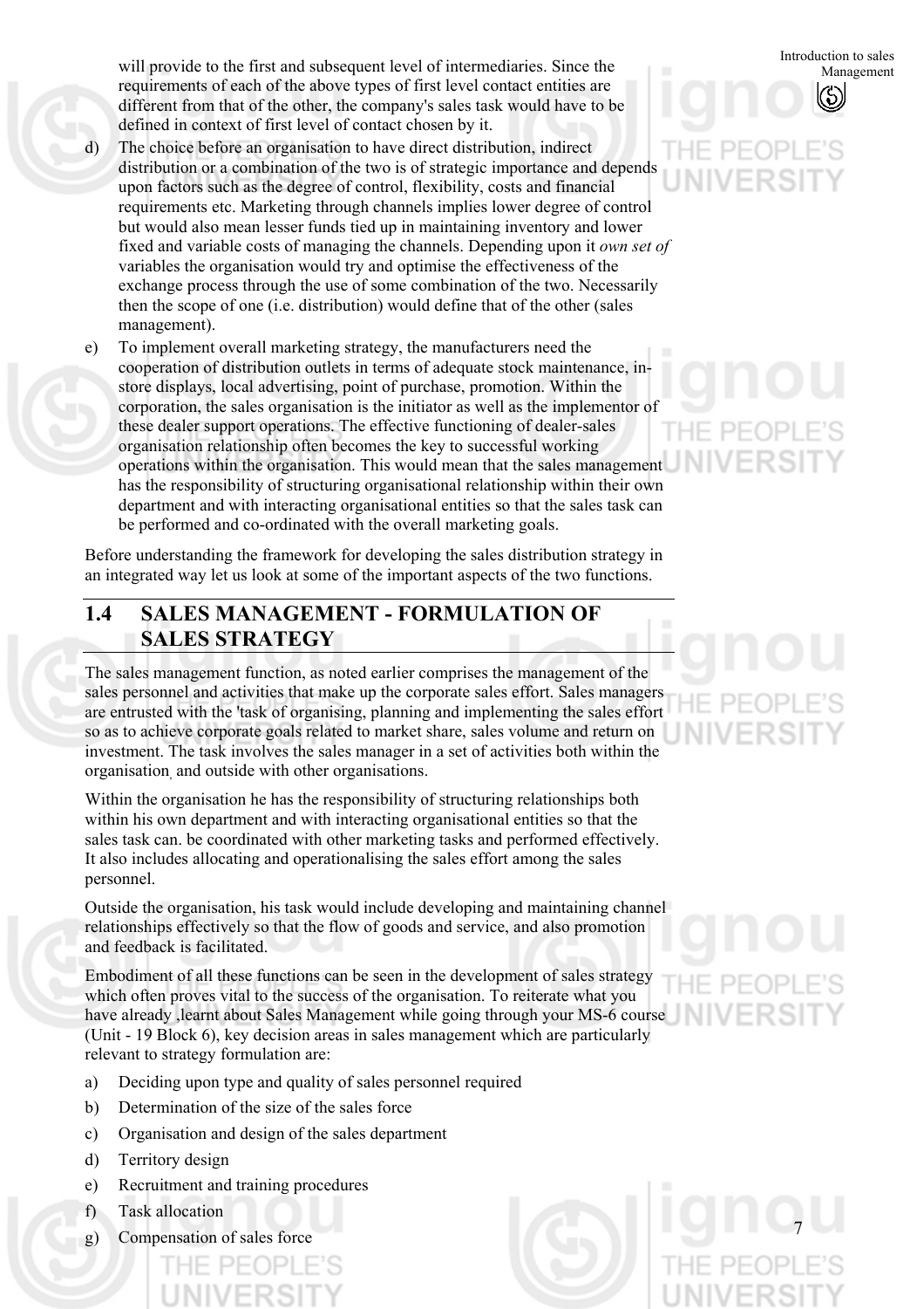will provide to the first and subsequent level of intermediaries. Since the requirements of each of the above types of first level contact entities are different from that of the other, the company's sales task would have to be defined in context of first level of contact chosen by it.

d) The choice before an organisation to have direct distribution, indirect distribution or a combination of the two is of strategic importance and depends upon factors such as the degree of control, flexibility, costs and financial requirements etc. Marketing through channels implies lower degree of control but would also mean lesser funds tied up in maintaining inventory and lower fixed and variable costs of managing the channels. Depending upon it *own set of* variables the organisation would try and optimise the effectiveness of the exchange process through the use of some combination of the two. Necessarily then the scope of one (i.e. distribution) would define that of the other (sales management).

e) To implement overall marketing strategy, the manufacturers need the cooperation of distribution outlets in terms of adequate stock maintenance, in-store displays, local advertising, point of purchase, promotion. Within the corporation, the sales organisation is the initiator as well as the implementor of these dealer support operations. The effective functioning of dealer-sales organisation relationship often becomes the key to successful working operations within the organisation. This would mean that the sales management has the responsibility of structuring organisational relationship within their own department and with interacting organisational entities so that the sales task can be performed and co-ordinated with the overall marketing goals.

Before understanding the framework for developing the sales distribution strategy in an integrated way let us look at some of the important aspects of the two functions.

## 1.4 SALES MANAGEMENT - FORMULATION OF SALES STRATEGY

The sales management function, as noted earlier comprises the management of the sales personnel and activities that make up the corporate sales effort. Sales managers are entrusted with the 'task of organising, planning and implementing the sales effort so as to achieve corporate goals related to market share, sales volume and return on investment. The task involves the sales manager in a set of activities both within the organisation and outside with other organisations.

Within the organisation he has the responsibility of structuring relationships both within his own department and with interacting organisational entities so that the sales task can. be coordinated with other marketing tasks and performed effectively. It also includes allocating and operationalising the sales effort among the sales personnel.

Outside the organisation, his task would include developing and maintaining channel relationships effectively so that the flow of goods and service, and also promotion and feedback is facilitated.

Embodiment of all these functions can be seen in the development of sales strategy which often proves vital to the success of the organisation. To reiterate what you have already ,learnt about Sales Management while going through your MS-6 course (Unit - 19 Block 6), key decision areas in sales management which are particularly relevant to strategy formulation are:

a) Deciding upon type and quality of sales personnel required
b) Determination of the size of the sales force
c) Organisation and design of the sales department
d) Territory design
e) Recruitment and training procedures
f) Task allocation
g) Compensation of sales force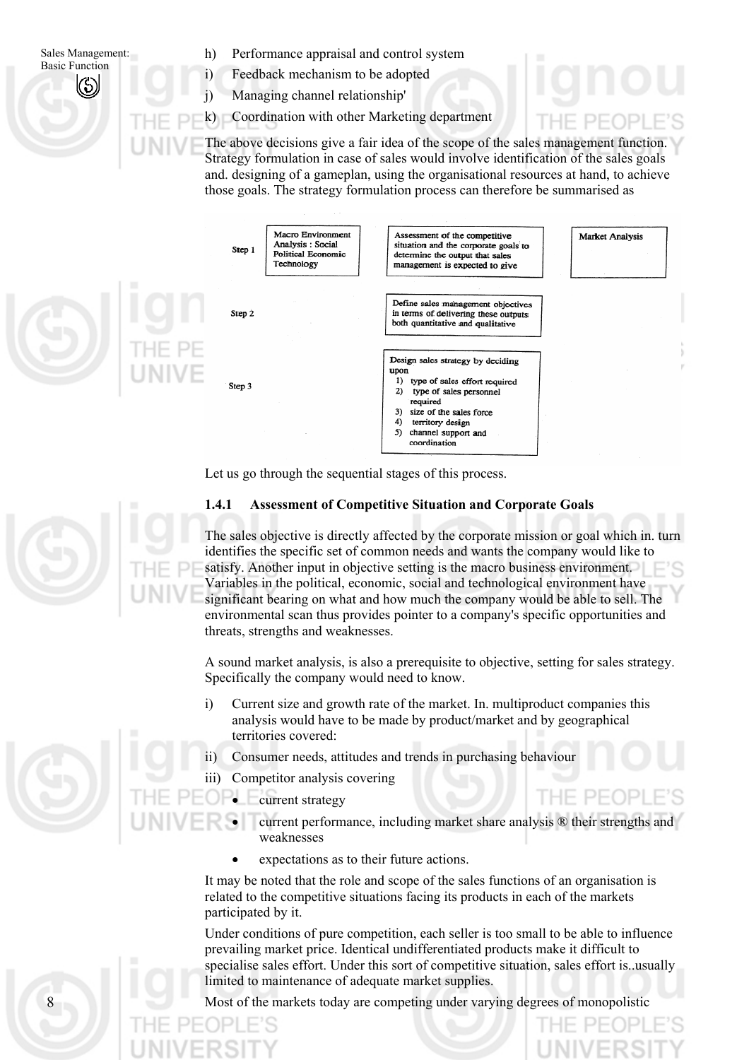h) Performance appraisal and control system

i) Feedback mechanism to be adopted

j) Managing channel relationship'

k) Coordination with other Marketing department

The above decisions give a fair idea of the scope of the sales management function. Strategy formulation in case of sales would involve identification of the sales goals and. designing of a gameplan, using the organisational resources at hand, to achieve those goals. The strategy formulation process can therefore be summarised as

| | | | |
|---|---|---|---|
| Step 1 | Macro Environment Analysis : Social Political Economic Technology | Assessment of the competitive situation and the corporate goals to determine the output that sales management is expected to give | Market Analysis |
| Step 2 | | Define sales management objectives in terms of delivering these outputs both quantitative and qualitative | |
| Step 3 | | Design sales strategy by deciding upon 1) type of sales effort required 2) type of sales personnel required 3) size of the sales force 4) territory design 5) channel support and coordination | |

Let us go through the sequential stages of this process.

### 1.4.1 Assessment of Competitive Situation and Corporate Goals

The sales objective is directly affected by the corporate mission or goal which in. turn identifies the specific set of common needs and wants the company would like to satisfy. Another input in objective setting is the macro business environment. Variables in the political, economic, social and technological environment have significant bearing on what and how much the company would be able to sell. The environmental scan thus provides pointer to a company's specific opportunities and threats, strengths and weaknesses.

A sound market analysis, is also a prerequisite to objective, setting for sales strategy. Specifically the company would need to know.

i) Current size and growth rate of the market. In. multiproduct companies this analysis would have to be made by product/market and by geographical territories covered:

ii) Consumer needs, attitudes and trends in purchasing behaviour

iii) Competitor analysis covering

- current strategy
- current performance, including market share analysis ® their strengths and weaknesses
- expectations as to their future actions.

It may be noted that the role and scope of the sales functions of an organisation is related to the competitive situations facing its products in each of the markets participated by it.

Under conditions of pure competition, each seller is too small to be able to influence prevailing market price. Identical undifferentiated products make it difficult to specialise sales effort. Under this sort of competitive situation, sales effort is..usually limited to maintenance of adequate market supplies.

Most of the markets today are competing under varying degrees of monopolistic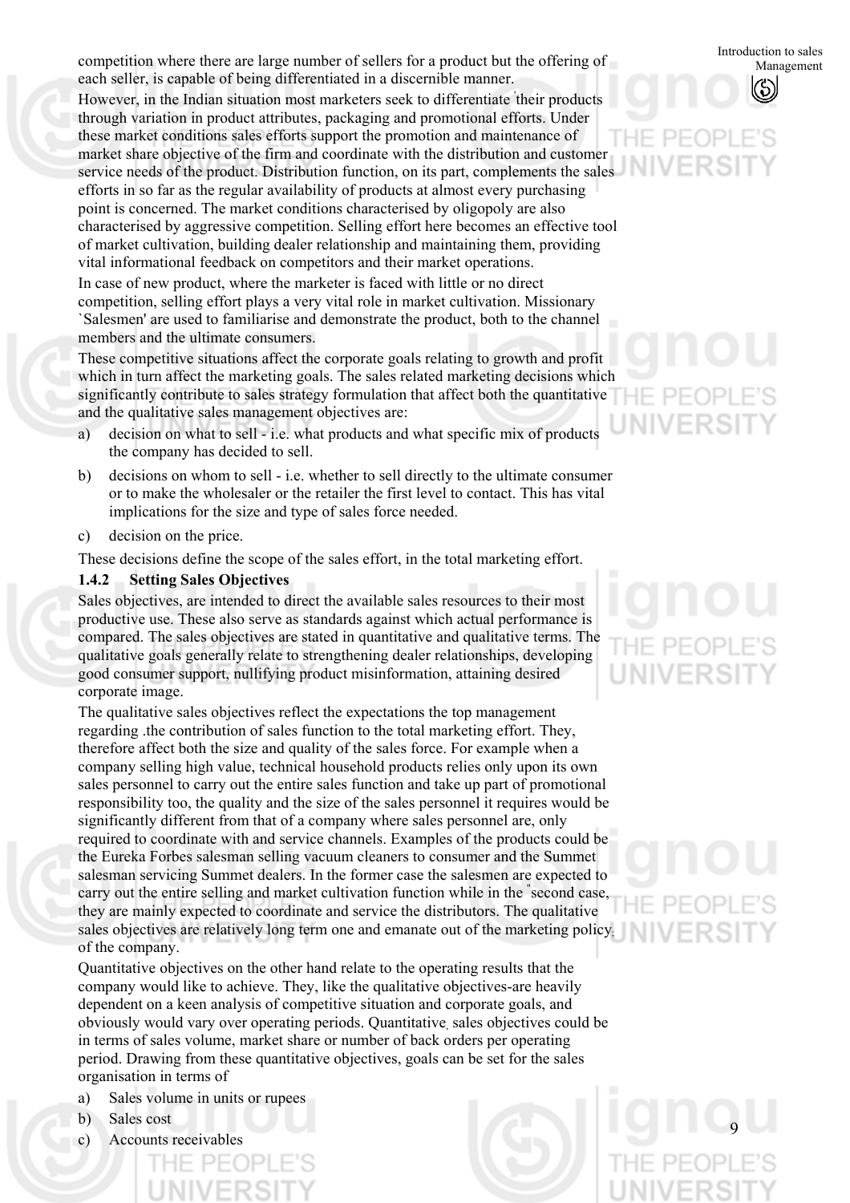competition where there are large number of sellers for a product but the offering of each seller, is capable of being differentiated in a discernible manner.

However, in the Indian situation most marketers seek to differentiate their products through variation in product attributes, packaging and promotional efforts. Under these market conditions sales efforts support the promotion and maintenance of market share objective of the firm and coordinate with the distribution and customer service needs of the product. Distribution function, on its part, complements the sales efforts in so far as the regular availability of products at almost every purchasing point is concerned. The market conditions characterised by oligopoly are also characterised by aggressive competition. Selling effort here becomes an effective tool of market cultivation, building dealer relationship and maintaining them, providing vital informational feedback on competitors and their market operations.

In case of new product, where the marketer is faced with little or no direct competition, selling effort plays a very vital role in market cultivation. Missionary `Salesmen' are used to familiarise and demonstrate the product, both to the channel members and the ultimate consumers.

These competitive situations affect the corporate goals relating to growth and profit which in turn affect the marketing goals. The sales related marketing decisions which significantly contribute to sales strategy formulation that affect both the quantitative and the qualitative sales management objectives are:

a) decision on what to sell - i.e. what products and what specific mix of products the company has decided to sell.

b) decisions on whom to sell - i.e. whether to sell directly to the ultimate consumer or to make the wholesaler or the retailer the first level to contact. This has vital implications for the size and type of sales force needed.

c) decision on the price.

These decisions define the scope of the sales effort, in the total marketing effort.

### 1.4.2 Setting Sales Objectives

Sales objectives, are intended to direct the available sales resources to their most productive use. These also serve as standards against which actual performance is compared. The sales objectives are stated in quantitative and qualitative terms. The qualitative goals generally relate to strengthening dealer relationships, developing good consumer support, nullifying product misinformation, attaining desired corporate image.

The qualitative sales objectives reflect the expectations the top management regarding .the contribution of sales function to the total marketing effort. They, therefore affect both the size and quality of the sales force. For example when a company selling high value, technical household products relies only upon its own sales personnel to carry out the entire sales function and take up part of promotional responsibility too, the quality and the size of the sales personnel it requires would be significantly different from that of a company where sales personnel are, only required to coordinate with and service channels. Examples of the products could be the Eureka Forbes salesman selling vacuum cleaners to consumer and the Summet salesman servicing Summet dealers. In the former case the salesmen are expected to carry out the entire selling and market cultivation function while in the second case, they are mainly expected to coordinate and service the distributors. The qualitative sales objectives are relatively long term one and emanate out of the marketing policy of the company.

Quantitative objectives on the other hand relate to the operating results that the company would like to achieve. They, like the qualitative objectives-are heavily dependent on a keen analysis of competitive situation and corporate goals, and obviously would vary over operating periods. Quantitative sales objectives could be in terms of sales volume, market share or number of back orders per operating period. Drawing from these quantitative objectives, goals can be set for the sales organisation in terms of

a) Sales volume in units or rupees

b) Sales cost

c) Accounts receivables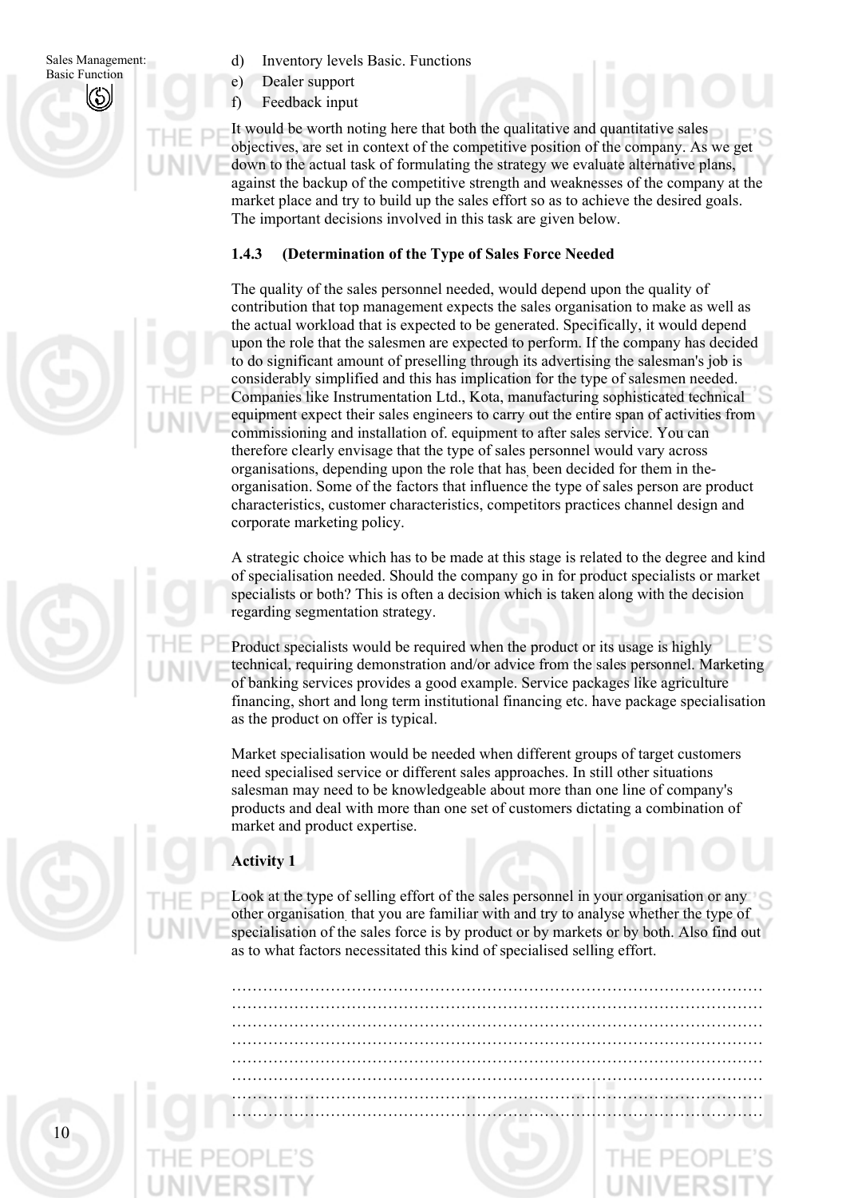d) Inventory levels Basic. Functions

e) Dealer support

f) Feedback input

It would be worth noting here that both the qualitative and quantitative sales objectives, are set in context of the competitive position of the company. As we get down to the actual task of formulating the strategy we evaluate alternative plans, against the backup of the competitive strength and weaknesses of the company at the market place and try to build up the sales effort so as to achieve the desired goals. The important decisions involved in this task are given below.

### 1.4.3 (Determination of the Type of Sales Force Needed

The quality of the sales personnel needed, would depend upon the quality of contribution that top management expects the sales organisation to make as well as the actual workload that is expected to be generated. Specifically, it would depend upon the role that the salesmen are expected to perform. If the company has decided to do significant amount of preselling through its advertising the salesman's job is considerably simplified and this has implication for the type of salesmen needed. Companies like Instrumentation Ltd., Kota, manufacturing sophisticated technical equipment expect their sales engineers to carry out the entire span of activities from commissioning and installation of. equipment to after sales service. You can therefore clearly envisage that the type of sales personnel would vary across organisations, depending upon the role that has, been decided for them in the-organisation. Some of the factors that influence the type of sales person are product characteristics, customer characteristics, competitors practices channel design and corporate marketing policy.

A strategic choice which has to be made at this stage is related to the degree and kind of specialisation needed. Should the company go in for product specialists or market specialists or both? This is often a decision which is taken along with the decision regarding segmentation strategy.

Product specialists would be required when the product or its usage is highly technical, requiring demonstration and/or advice from the sales personnel. Marketing of banking services provides a good example. Service packages like agriculture financing, short and long term institutional financing etc. have package specialisation as the product on offer is typical.

Market specialisation would be needed when different groups of target customers need specialised service or different sales approaches. In still other situations salesman may need to be knowledgeable about more than one line of company's products and deal with more than one set of customers dictating a combination of market and product expertise.

**Activity 1**

Look at the type of selling effort of the sales personnel in your organisation or any other organisation that you are familiar with and try to analyse whether the type of specialisation of the sales force is by product or by markets or by both. Also find out as to what factors necessitated this kind of specialised selling effort.

…………………………………………………………………………………………
…………………………………………………………………………………………
…………………………………………………………………………………………
…………………………………………………………………………………………
…………………………………………………………………………………………
…………………………………………………………………………………………
…………………………………………………………………………………………
…………………………………………………………………………………………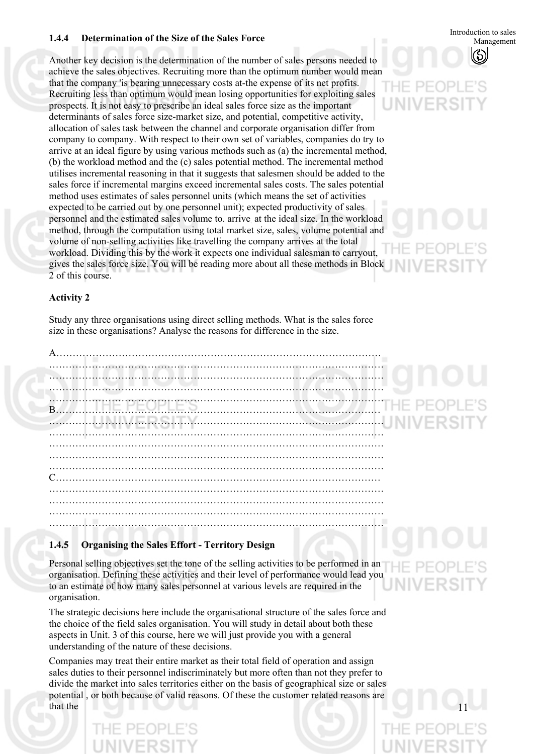### 1.4.4 Determination of the Size of the Sales Force

Another key decision is the determination of the number of sales persons needed to achieve the sales objectives. Recruiting more than the optimum number would mean that the company 'is bearing unnecessary costs at-the expense of its net profits. Recruiting less than optimum would mean losing opportunities for exploiting sales prospects. It is not easy to prescribe an ideal sales force size as the important determinants of sales force size-market size, and potential, competitive activity, allocation of sales task between the channel and corporate organisation differ from company to company. With respect to their own set of variables, companies do try to arrive at an ideal figure by using various methods such as (a) the incremental method, (b) the workload method and the (c) sales potential method. The incremental method utilises incremental reasoning in that it suggests that salesmen should be added to the sales force if incremental margins exceed incremental sales costs. The sales potential method uses estimates of sales personnel units (which means the set of activities expected to be carried out by one personnel unit); expected productivity of sales personnel and the estimated sales volume to. arrive at the ideal size. In the workload method, through the computation using total market size, sales, volume potential and volume of non-selling activities like travelling the company arrives at the total workload. Dividing this by the work it expects one individual salesman to carryout, gives the sales force size. You will be reading more about all these methods in Block 2 of this course.

**Activity 2**

Study any three organisations using direct selling methods. What is the sales force size in these organisations? Analyse the reasons for difference in the size.

A……………………………………………………………………………………
……………………………………………………………………………………
……………………………………………………………………………………
……………………………………………………………………………………
……………………………………………………………………………………
B……………………………………………………………………………………
……………………………………………………………………………………
……………………………………………………………………………………
……………………………………………………………………………………
……………………………………………………………………………………
……………………………………………………………………………………
C……………………………………………………………………………………
……………………………………………………………………………………
……………………………………………………………………………………
……………………………………………………………………………………
……………………………………………………………………………………

### 1.4.5 Organising the Sales Effort - Territory Design

Personal selling objectives set the tone of the selling activities to be performed in an organisation. Defining these activities and their level of performance would lead you to an estimate of how many sales personnel at various levels are required in the organisation.

The strategic decisions here include the organisational structure of the sales force and the choice of the field sales organisation. You will study in detail about both these aspects in Unit. 3 of this course, here we will just provide you with a general understanding of the nature of these decisions.

Companies may treat their entire market as their total field of operation and assign sales duties to their personnel indiscriminately but more often than not they prefer to divide the market into sales territories either on the basis of geographical size or sales potential , or both because of valid reasons. Of these the customer related reasons are that the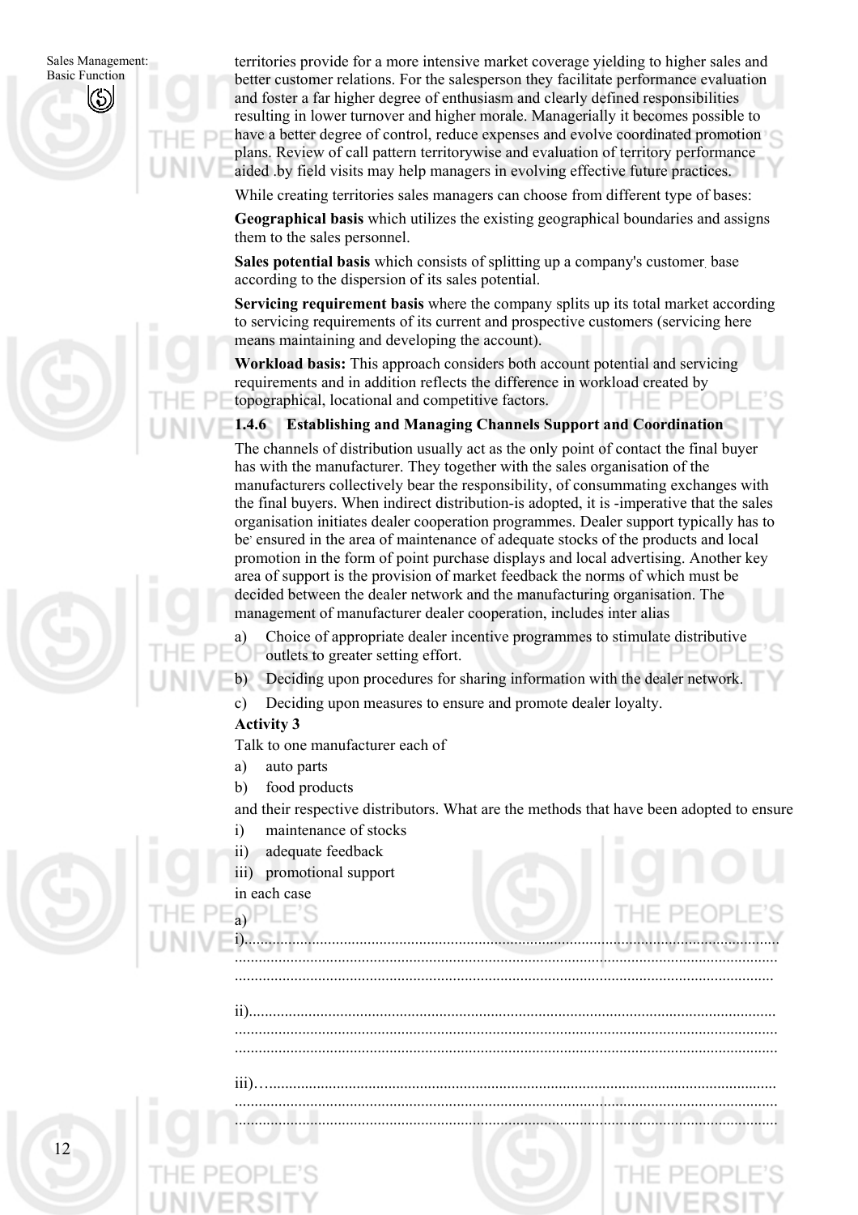territories provide for a more intensive market coverage yielding to higher sales and better customer relations. For the salesperson they facilitate performance evaluation and foster a far higher degree of enthusiasm and clearly defined responsibilities resulting in lower turnover and higher morale. Managerially it becomes possible to have a better degree of control, reduce expenses and evolve coordinated promotion plans. Review of call pattern territorywise and evaluation of territory performance aided .by field visits may help managers in evolving effective future practices.

While creating territories sales managers can choose from different type of bases:

**Geographical basis** which utilizes the existing geographical boundaries and assigns them to the sales personnel.

**Sales potential basis** which consists of splitting up a company's customer base according to the dispersion of its sales potential.

**Servicing requirement basis** where the company splits up its total market according to servicing requirements of its current and prospective customers (servicing here means maintaining and developing the account).

**Workload basis:** This approach considers both account potential and servicing requirements and in addition reflects the difference in workload created by topographical, locational and competitive factors.

### 1.4.6 Establishing and Managing Channels Support and Coordination

The channels of distribution usually act as the only point of contact the final buyer has with the manufacturer. They together with the sales organisation of the manufacturers collectively bear the responsibility, of consummating exchanges with the final buyers. When indirect distribution-is adopted, it is -imperative that the sales organisation initiates dealer cooperation programmes. Dealer support typically has to be ensured in the area of maintenance of adequate stocks of the products and local promotion in the form of point purchase displays and local advertising. Another key area of support is the provision of market feedback the norms of which must be decided between the dealer network and the manufacturing organisation. The management of manufacturer dealer cooperation, includes inter alias

a) Choice of appropriate dealer incentive programmes to stimulate distributive outlets to greater setting effort.

b) Deciding upon procedures for sharing information with the dealer network.

c) Deciding upon measures to ensure and promote dealer loyalty.

**Activity 3**

Talk to one manufacturer each of

a) auto parts

b) food products

and their respective distributors. What are the methods that have been adopted to ensure

i) maintenance of stocks

ii) adequate feedback

iii) promotional support

in each case

a)

i)......................................................................................................................................
..........................................................................................................................................
..........................................................................................................................................

ii)....................................................................................................................................
..........................................................................................................................................
..........................................................................................................................................

iii)…................................................................................................................................
..........................................................................................................................................
..........................................................................................................................................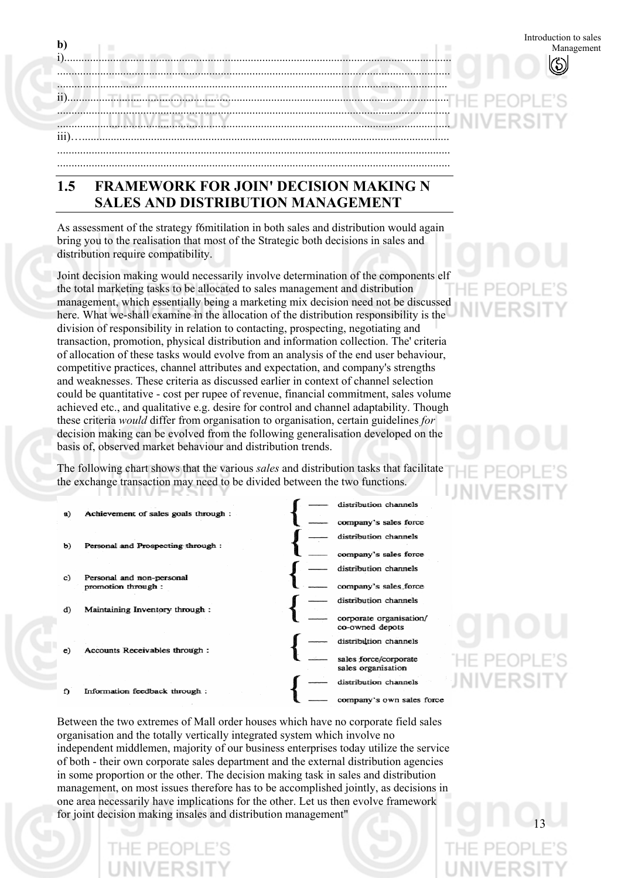**b)**

i).......................................................................................................................................
.........................................................................................................................................
.........................................................................................................................................

ii).......................................................................................................................................
.........................................................................................................................................
.........................................................................................................................................

iii)…...................................................................................................................................
.........................................................................................................................................
.........................................................................................................................................

## 1.5 FRAMEWORK FOR JOIN' DECISION MAKING N SALES AND DISTRIBUTION MANAGEMENT

As assessment of the strategy f6mitilation in both sales and distribution would again bring you to the realisation that most of the Strategic both decisions in sales and distribution require compatibility.

Joint decision making would necessarily involve determination of the components elf the total marketing tasks to be allocated to sales management and distribution management, which essentially being a marketing mix decision need not be discussed here. What we-shall examine in the allocation of the distribution responsibility is the division of responsibility in relation to contacting, prospecting, negotiating and transaction, promotion, physical distribution and information collection. The' criteria of allocation of these tasks would evolve from an analysis of the end user behaviour, competitive practices, channel attributes and expectation, and company's strengths and weaknesses. These criteria as discussed earlier in context of channel selection could be quantitative - cost per rupee of revenue, financial commitment, sales volume achieved etc., and qualitative e.g. desire for control and channel adaptability. Though these criteria *would* differ from organisation to organisation, certain guidelines *for* decision making can be evolved from the following generalisation developed on the basis of, observed market behaviour and distribution trends.

The following chart shows that the various *sales* and distribution tasks that facilitate the exchange transaction may need to be divided between the two functions.

| | Task | Through |
|---|---|---|
| a) | Achievement of sales goals through : | — distribution channels<br>— company's sales force |
| b) | Personal and Prospecting through : | — distribution channels<br>— company's sales force |
| c) | Personal and non-personal promotion through : | — distribution channels<br>— company's sales force |
| d) | Maintaining Inventory through : | — distribution channels<br>— corporate organisation/ co-owned depots |
| e) | Accounts Receivables through : | — distribution channels<br>— sales force/corporate sales organisation |
| f) | Information feedback through : | — distribution channels<br>— company's own sales force |

Between the two extremes of Mall order houses which have no corporate field sales organisation and the totally vertically integrated system which involve no independent middlemen, majority of our business enterprises today utilize the service of both - their own corporate sales department and the external distribution agencies in some proportion or the other. The decision making task in sales and distribution management, on most issues therefore has to be accomplished jointly, as decisions in one area necessarily have implications for the other. Let us then evolve framework for joint decision making insales and distribution management"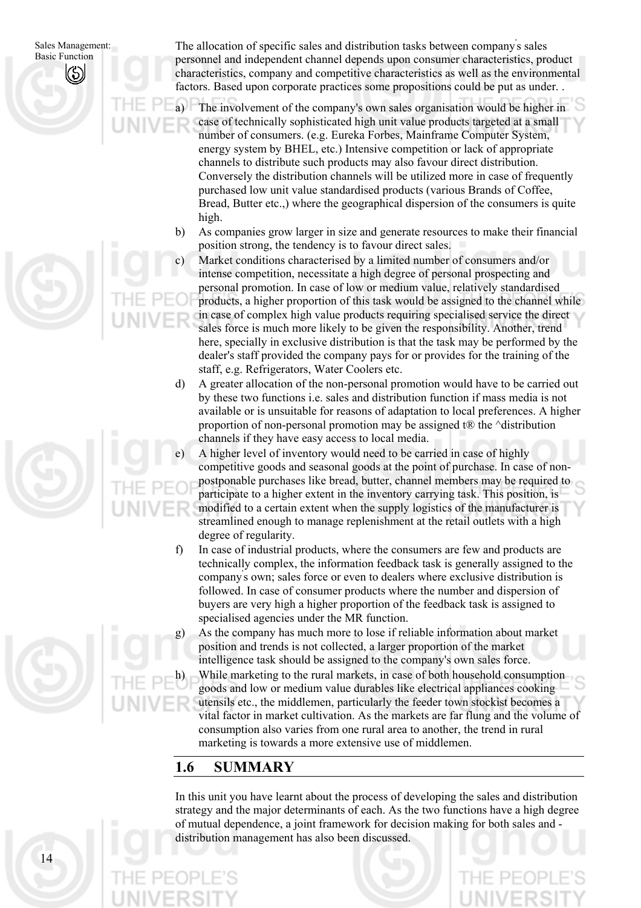The allocation of specific sales and distribution tasks between company's sales personnel and independent channel depends upon consumer characteristics, product characteristics, company and competitive characteristics as well as the environmental factors. Based upon corporate practices some propositions could be put as under. .

a) The involvement of the company's own sales organisation would be higher in case of technically sophisticated high unit value products targeted at a small number of consumers. (e.g. Eureka Forbes, Mainframe Computer System, energy system by BHEL, etc.) Intensive competition or lack of appropriate channels to distribute such products may also favour direct distribution. Conversely the distribution channels will be utilized more in case of frequently purchased low unit value standardised products (various Brands of Coffee, Bread, Butter etc.,) where the geographical dispersion of the consumers is quite high.

b) As companies grow larger in size and generate resources to make their financial position strong, the tendency is to favour direct sales.

c) Market conditions characterised by a limited number of consumers and/or intense competition, necessitate a high degree of personal prospecting and personal promotion. In case of low or medium value, relatively standardised products, a higher proportion of this task would be assigned to the channel while in case of complex high value products requiring specialised service the direct sales force is much more likely to be given the responsibility. Another, trend here, specially in exclusive distribution is that the task may be performed by the dealer's staff provided the company pays for or provides for the training of the staff, e.g. Refrigerators, Water Coolers etc.

d) A greater allocation of the non-personal promotion would have to be carried out by these two functions i.e. sales and distribution function if mass media is not available or is unsuitable for reasons of adaptation to local preferences. A higher proportion of non-personal promotion may be assigned t® the ^distribution channels if they have easy access to local media.

e) A higher level of inventory would need to be carried in case of highly competitive goods and seasonal goods at the point of purchase. In case of non-postponable purchases like bread, butter, channel members may be required to participate to a higher extent in the inventory carrying task. This position, is modified to a certain extent when the supply logistics of the manufacturer is streamlined enough to manage replenishment at the retail outlets with a high degree of regularity.

f) In case of industrial products, where the consumers are few and products are technically complex, the information feedback task is generally assigned to the company's own; sales force or even to dealers where exclusive distribution is followed. In case of consumer products where the number and dispersion of buyers are very high a higher proportion of the feedback task is assigned to specialised agencies under the MR function.

g) As the company has much more to lose if reliable information about market position and trends is not collected, a larger proportion of the market intelligence task should be assigned to the company's own sales force.

h) While marketing to the rural markets, in case of both household consumption goods and low or medium value durables like electrical appliances cooking utensils etc., the middlemen, particularly the feeder town stockist becomes a vital factor in market cultivation. As the markets are far flung and the volume of consumption also varies from one rural area to another, the trend in rural marketing is towards a more extensive use of middlemen.

## 1.6 SUMMARY

In this unit you have learnt about the process of developing the sales and distribution strategy and the major determinants of each. As the two functions have a high degree of mutual dependence, a joint framework for decision making for both sales and - distribution management has also been discussed.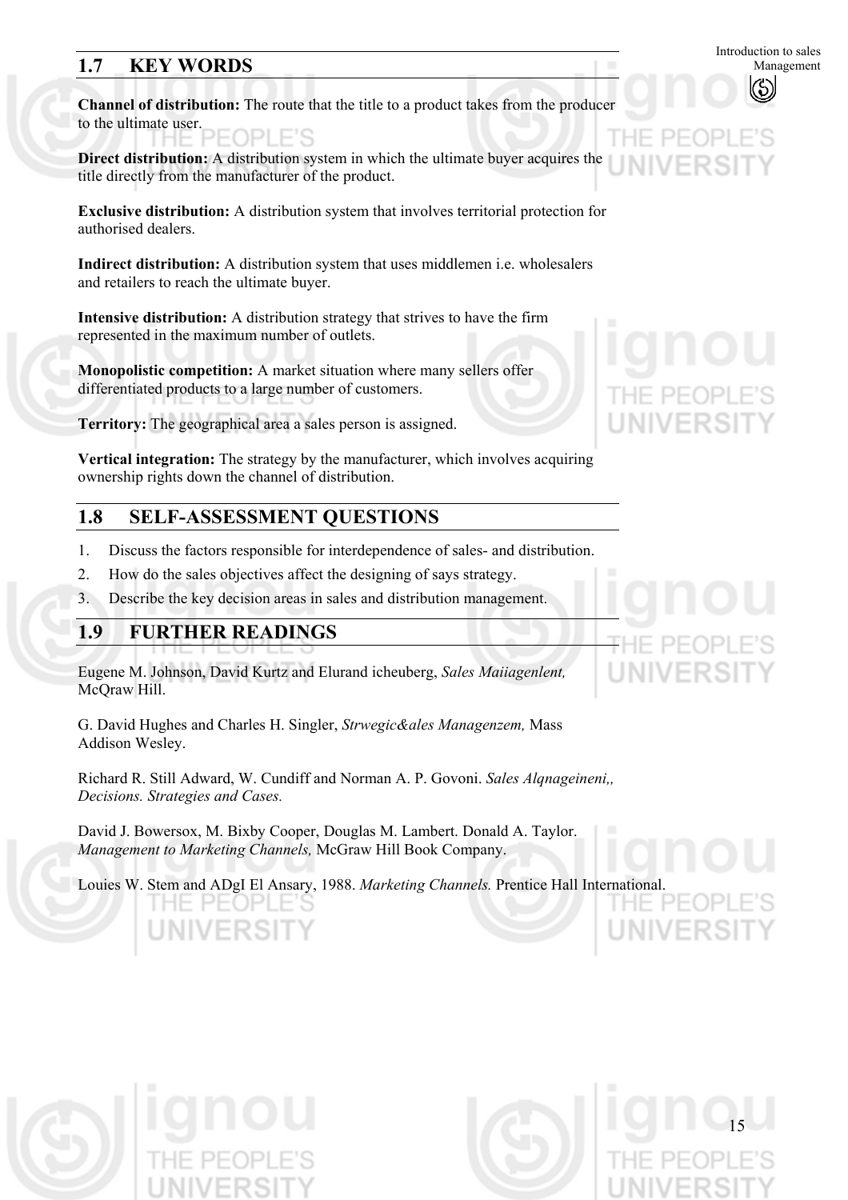## 1.7 KEY WORDS

**Channel of distribution:** The route that the title to a product takes from the producer to the ultimate user.

**Direct distribution:** A distribution system in which the ultimate buyer acquires the title directly from the manufacturer of the product.

**Exclusive distribution:** A distribution system that involves territorial protection for authorised dealers.

**Indirect distribution:** A distribution system that uses middlemen i.e. wholesalers and retailers to reach the ultimate buyer.

**Intensive distribution:** A distribution strategy that strives to have the firm represented in the maximum number of outlets.

**Monopolistic competition:** A market situation where many sellers offer differentiated products to a large number of customers.

**Territory:** The geographical area a sales person is assigned.

**Vertical integration:** The strategy by the manufacturer, which involves acquiring ownership rights down the channel of distribution.

## 1.8 SELF-ASSESSMENT QUESTIONS

1. Discuss the factors responsible for interdependence of sales- and distribution.
2. How do the sales objectives affect the designing of says strategy.
3. Describe the key decision areas in sales and distribution management.

## 1.9 FURTHER READINGS

Eugene M. Johnson, David Kurtz and Elurand icheuberg, *Sales Maiiagenlent,* McQraw Hill.

G. David Hughes and Charles H. Singler, *Strwegic&ales Managenzem,* Mass Addison Wesley.

Richard R. Still Adward, W. Cundiff and Norman A. P. Govoni. *Sales Alqnageineni,, Decisions. Strategies and Cases.*

David J. Bowersox, M. Bixby Cooper, Douglas M. Lambert. Donald A. Taylor. *Management to Marketing Channels,* McGraw Hill Book Company.

Louies W. Stem and ADgI El Ansary, 1988. *Marketing Channels.* Prentice Hall International.